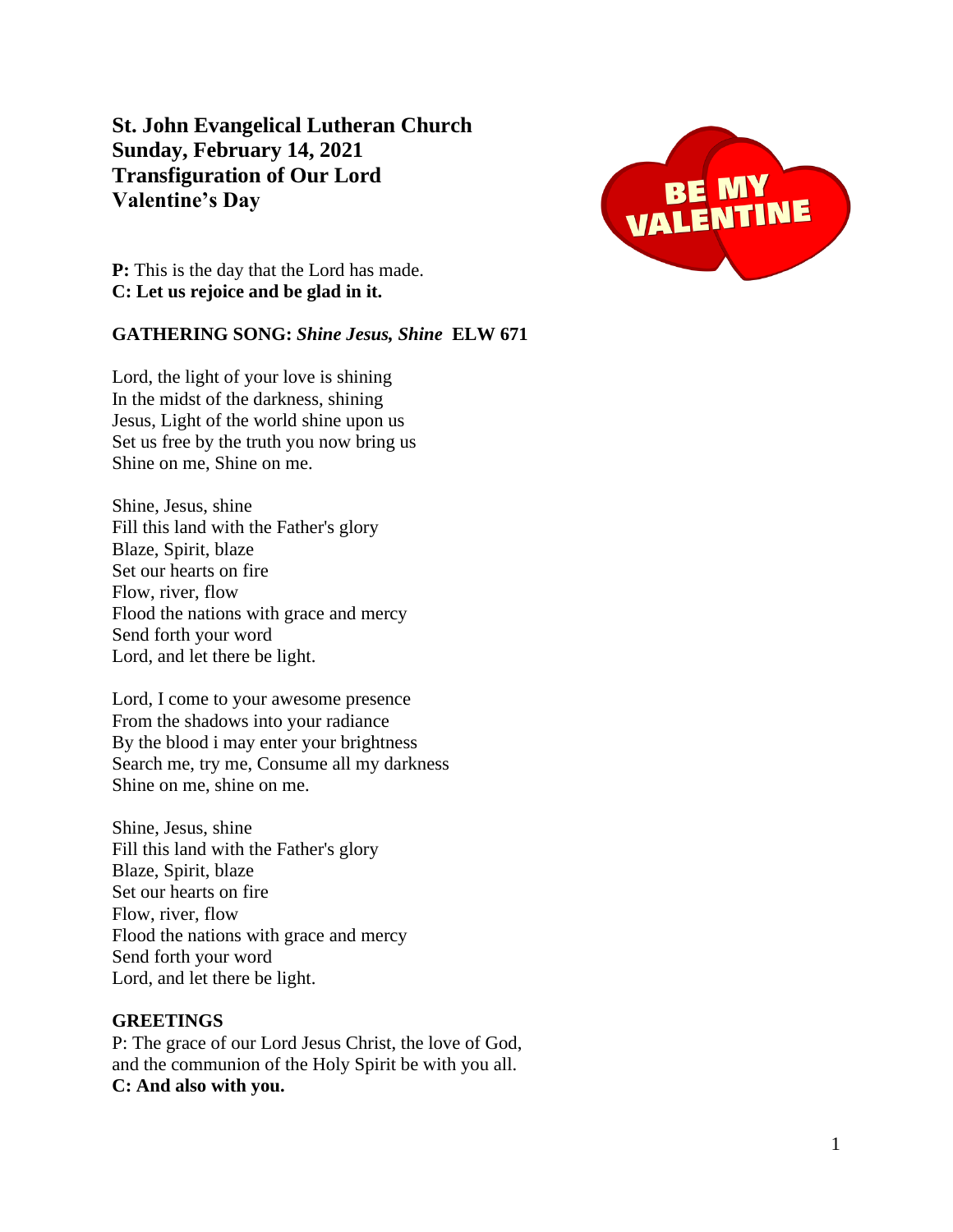**St. John Evangelical Lutheran Church**
**Sunday, February 14, 2021**
**Transfiguration of Our Lord**
**Valentine's Day**

**P:** This is the day that the Lord has made.
**C: Let us rejoice and be glad in it.**

**GATHERING SONG:** ***Shine Jesus, Shine*** **ELW 671**

Lord, the light of your love is shining
In the midst of the darkness, shining
Jesus, Light of the world shine upon us
Set us free by the truth you now bring us
Shine on me, Shine on me.

Shine, Jesus, shine
Fill this land with the Father's glory
Blaze, Spirit, blaze
Set our hearts on fire
Flow, river, flow
Flood the nations with grace and mercy
Send forth your word
Lord, and let there be light.

Lord, I come to your awesome presence
From the shadows into your radiance
By the blood i may enter your brightness
Search me, try me, Consume all my darkness
Shine on me, shine on me.

Shine, Jesus, shine
Fill this land with the Father's glory
Blaze, Spirit, blaze
Set our hearts on fire
Flow, river, flow
Flood the nations with grace and mercy
Send forth your word
Lord, and let there be light.

**GREETINGS**
P: The grace of our Lord Jesus Christ, the love of God, and the communion of the Holy Spirit be with you all.
**C: And also with you.**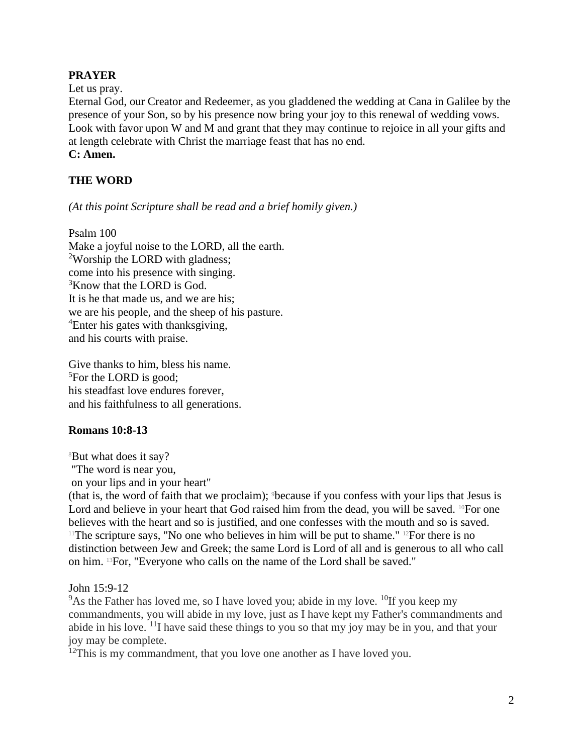**PRAYER**

Let us pray.

Eternal God, our Creator and Redeemer, as you gladdened the wedding at Cana in Galilee by the presence of your Son, so by his presence now bring your joy to this renewal of wedding vows. Look with favor upon W and M and grant that they may continue to rejoice in all your gifts and at length celebrate with Christ the marriage feast that has no end.

**C: Amen.**

**THE WORD**

*(At this point Scripture shall be read and a brief homily given.)*

Psalm 100

Make a joyful noise to the LORD, all the earth.
[2]Worship the LORD with gladness;
come into his presence with singing.
[3]Know that the LORD is God.
It is he that made us, and we are his;
we are his people, and the sheep of his pasture.
[4]Enter his gates with thanksgiving,
and his courts with praise.

Give thanks to him, bless his name.
[5]For the LORD is good;
his steadfast love endures forever,
and his faithfulness to all generations.

**Romans 10:8-13**

[8]But what does it say?
"The word is near you,
on your lips and in your heart"
(that is, the word of faith that we proclaim); [9]because if you confess with your lips that Jesus is Lord and believe in your heart that God raised him from the dead, you will be saved. [10]For one believes with the heart and so is justified, and one confesses with the mouth and so is saved. [11]The scripture says, "No one who believes in him will be put to shame." [12]For there is no distinction between Jew and Greek; the same Lord is Lord of all and is generous to all who call on him. [13]For, "Everyone who calls on the name of the Lord shall be saved."

John 15:9-12

[9]As the Father has loved me, so I have loved you; abide in my love. [10]If you keep my commandments, you will abide in my love, just as I have kept my Father's commandments and abide in his love. [11]I have said these things to you so that my joy may be in you, and that your joy may be complete.

[12]This is my commandment, that you love one another as I have loved you.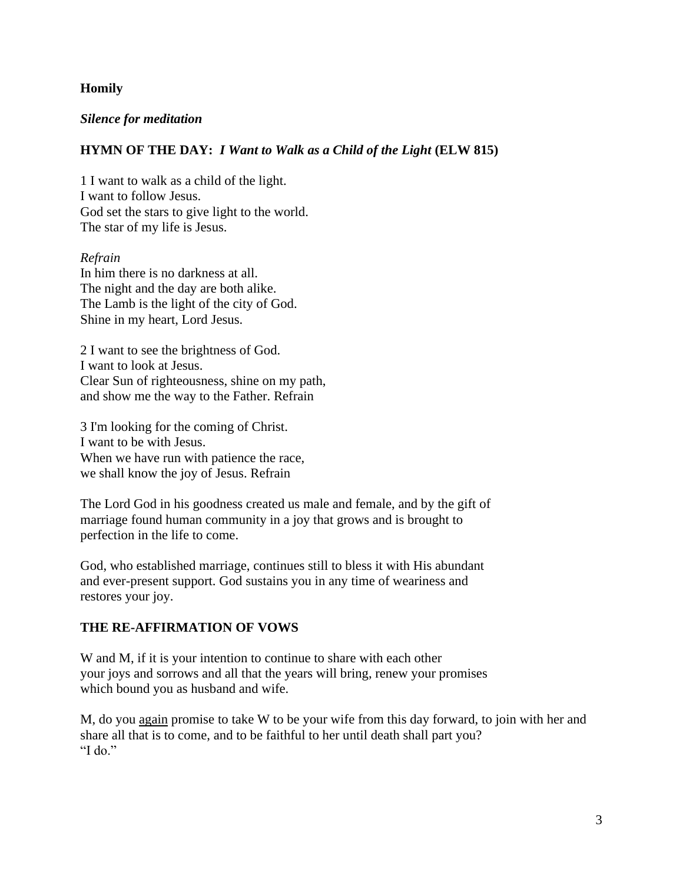**Homily**

***Silence for meditation***

**HYMN OF THE DAY:** ***I Want to Walk as a Child of the Light*** **(ELW 815)**

1 I want to walk as a child of the light.
I want to follow Jesus.
God set the stars to give light to the world.
The star of my life is Jesus.

*Refrain*
In him there is no darkness at all.
The night and the day are both alike.
The Lamb is the light of the city of God.
Shine in my heart, Lord Jesus.

2 I want to see the brightness of God.
I want to look at Jesus.
Clear Sun of righteousness, shine on my path,
and show me the way to the Father. Refrain

3 I'm looking for the coming of Christ.
I want to be with Jesus.
When we have run with patience the race,
we shall know the joy of Jesus. Refrain

The Lord God in his goodness created us male and female, and by the gift of marriage found human community in a joy that grows and is brought to perfection in the life to come.

God, who established marriage, continues still to bless it with His abundant and ever-present support. God sustains you in any time of weariness and restores your joy.

**THE RE-AFFIRMATION OF VOWS**

W and M, if it is your intention to continue to share with each other your joys and sorrows and all that the years will bring, renew your promises which bound you as husband and wife.

M, do you <u>again</u> promise to take W to be your wife from this day forward, to join with her and share all that is to come, and to be faithful to her until death shall part you?
"I do."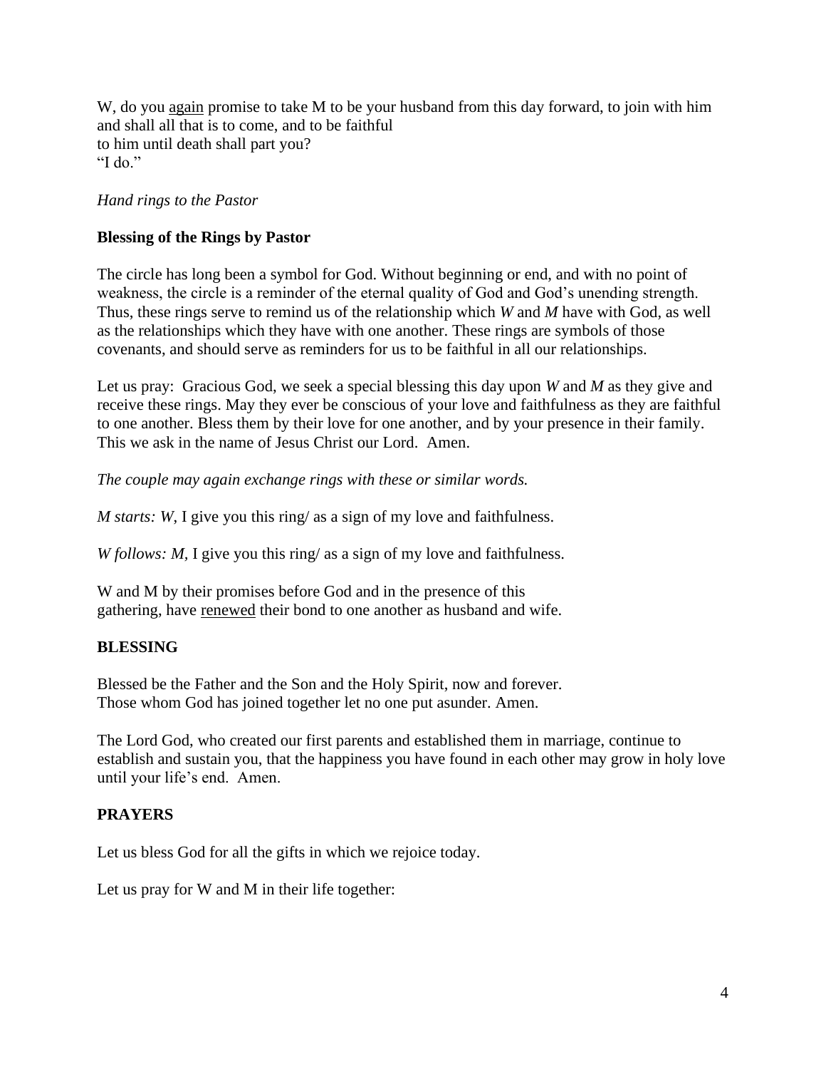W, do you <u>again</u> promise to take M to be your husband from this day forward, to join with him and shall all that is to come, and to be faithful
to him until death shall part you?
"I do."

*Hand rings to the Pastor*

**Blessing of the Rings by Pastor**

The circle has long been a symbol for God. Without beginning or end, and with no point of weakness, the circle is a reminder of the eternal quality of God and God's unending strength. Thus, these rings serve to remind us of the relationship which *W* and *M* have with God, as well as the relationships which they have with one another. These rings are symbols of those covenants, and should serve as reminders for us to be faithful in all our relationships.

Let us pray: Gracious God, we seek a special blessing this day upon *W* and *M* as they give and receive these rings. May they ever be conscious of your love and faithfulness as they are faithful to one another. Bless them by their love for one another, and by your presence in their family. This we ask in the name of Jesus Christ our Lord. Amen.

*The couple may again exchange rings with these or similar words.*

*M starts: W*, I give you this ring/ as a sign of my love and faithfulness.

*W follows: M,* I give you this ring/ as a sign of my love and faithfulness.

W and M by their promises before God and in the presence of this
gathering, have <u>renewed</u> their bond to one another as husband and wife.

**BLESSING**

Blessed be the Father and the Son and the Holy Spirit, now and forever.
Those whom God has joined together let no one put asunder. Amen.

The Lord God, who created our first parents and established them in marriage, continue to establish and sustain you, that the happiness you have found in each other may grow in holy love until your life's end. Amen.

**PRAYERS**

Let us bless God for all the gifts in which we rejoice today.

Let us pray for W and M in their life together: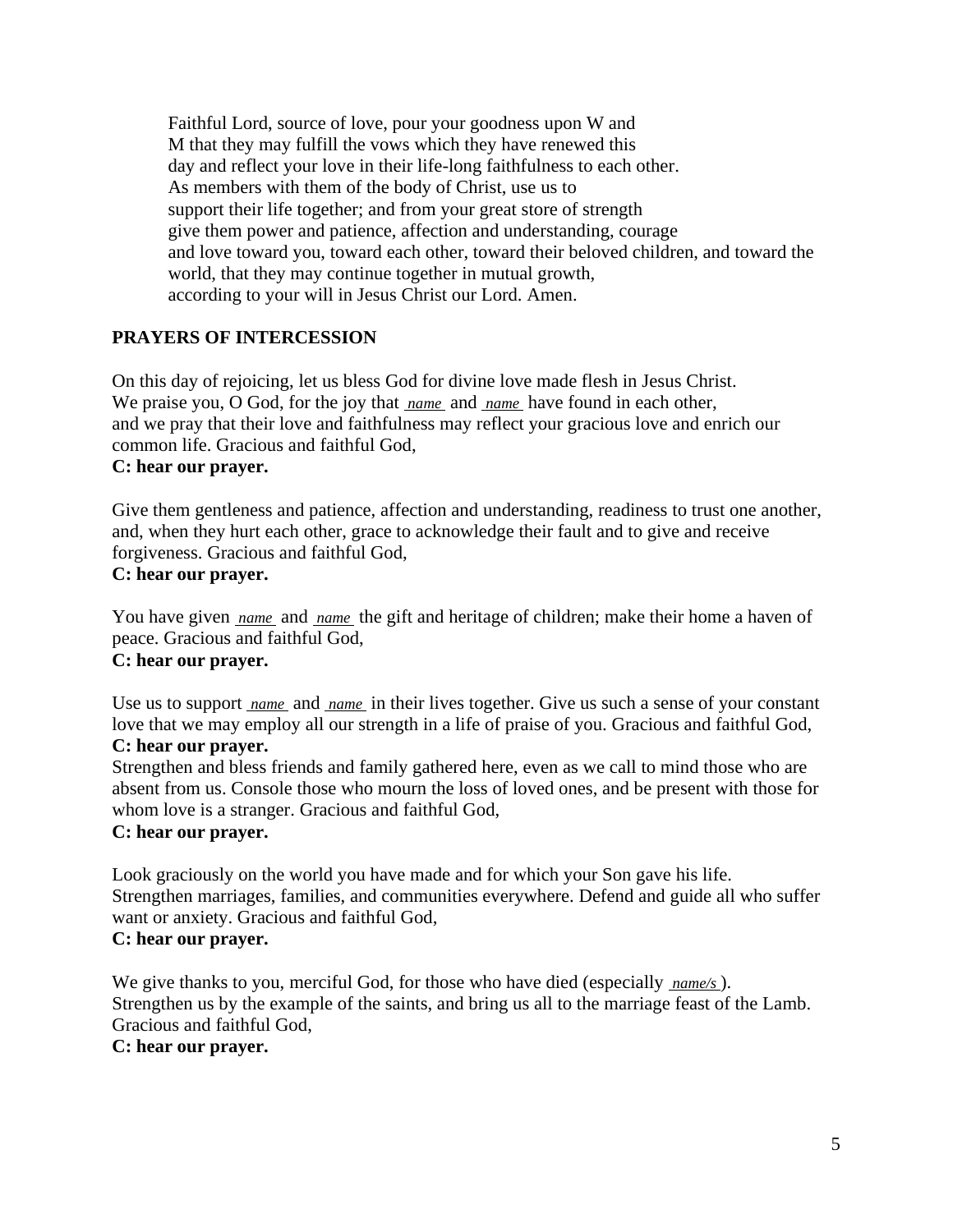Faithful Lord, source of love, pour your goodness upon W and M that they may fulfill the vows which they have renewed this day and reflect your love in their life-long faithfulness to each other. As members with them of the body of Christ, use us to support their life together; and from your great store of strength give them power and patience, affection and understanding, courage and love toward you, toward each other, toward their beloved children, and toward the world, that they may continue together in mutual growth, according to your will in Jesus Christ our Lord. Amen.

**PRAYERS OF INTERCESSION**

On this day of rejoicing, let us bless God for divine love made flesh in Jesus Christ. We praise you, O God, for the joy that *name* and *name* have found in each other, and we pray that their love and faithfulness may reflect your gracious love and enrich our common life. Gracious and faithful God,
**C: hear our prayer.**

Give them gentleness and patience, affection and understanding, readiness to trust one another, and, when they hurt each other, grace to acknowledge their fault and to give and receive forgiveness. Gracious and faithful God,
**C: hear our prayer.**

You have given *name* and *name* the gift and heritage of children; make their home a haven of peace. Gracious and faithful God,
**C: hear our prayer.**

Use us to support *name* and *name* in their lives together. Give us such a sense of your constant love that we may employ all our strength in a life of praise of you. Gracious and faithful God,
**C: hear our prayer.**
Strengthen and bless friends and family gathered here, even as we call to mind those who are absent from us. Console those who mourn the loss of loved ones, and be present with those for whom love is a stranger. Gracious and faithful God,
**C: hear our prayer.**

Look graciously on the world you have made and for which your Son gave his life. Strengthen marriages, families, and communities everywhere. Defend and guide all who suffer want or anxiety. Gracious and faithful God,
**C: hear our prayer.**

We give thanks to you, merciful God, for those who have died (especially *name/s*). Strengthen us by the example of the saints, and bring us all to the marriage feast of the Lamb. Gracious and faithful God,
**C: hear our prayer.**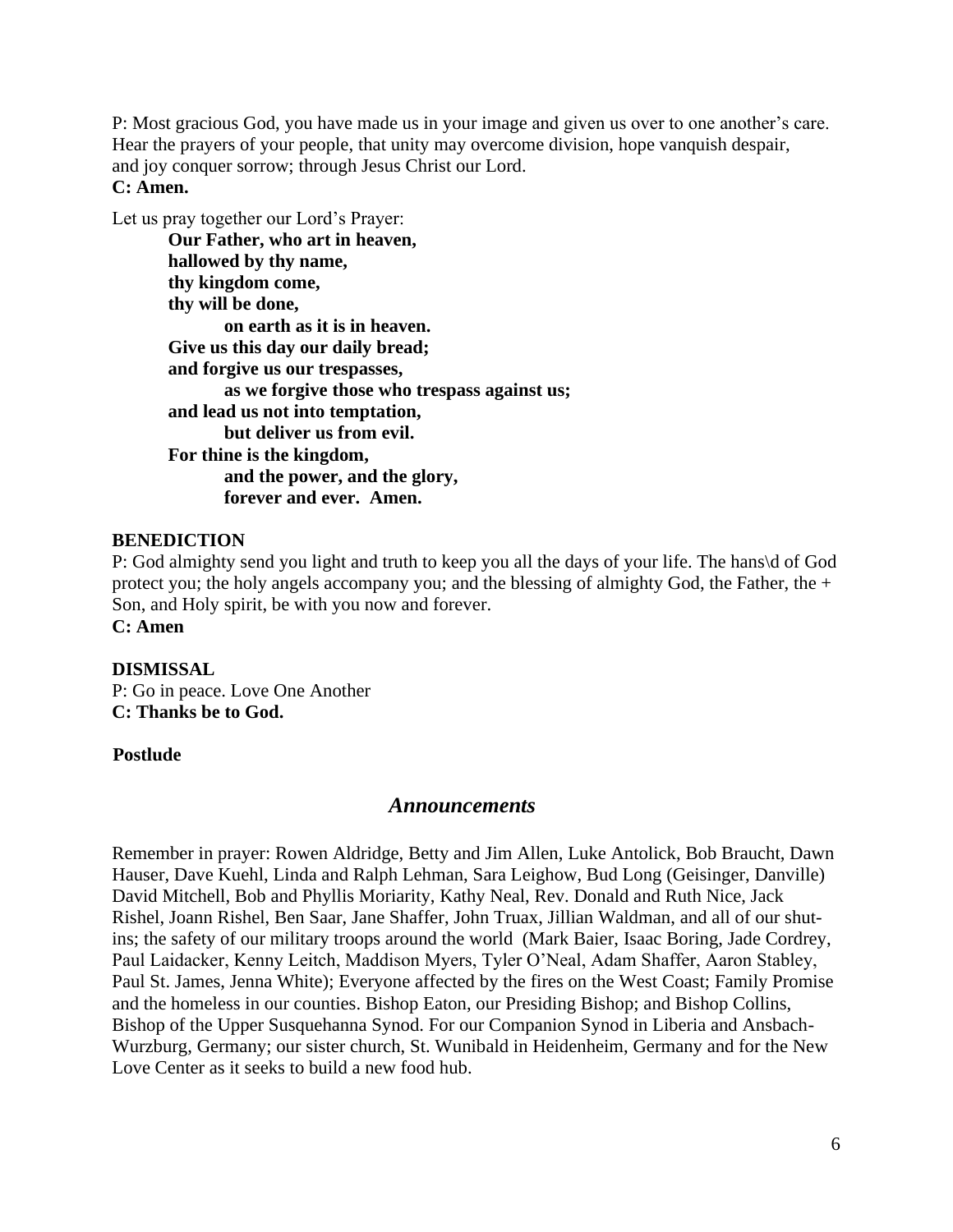P: Most gracious God, you have made us in your image and given us over to one another's care. Hear the prayers of your people, that unity may overcome division, hope vanquish despair, and joy conquer sorrow; through Jesus Christ our Lord.
**C: Amen.**

Let us pray together our Lord's Prayer:

> **Our Father, who art in heaven,**
> **hallowed by thy name,**
> **thy kingdom come,**
> **thy will be done,**
> **on earth as it is in heaven.**
> **Give us this day our daily bread;**
> **and forgive us our trespasses,**
> **as we forgive those who trespass against us;**
> **and lead us not into temptation,**
> **but deliver us from evil.**
> **For thine is the kingdom,**
> **and the power, and the glory,**
> **forever and ever. Amen.**

**BENEDICTION**
P: God almighty send you light and truth to keep you all the days of your life. The hans\d of God protect you; the holy angels accompany you; and the blessing of almighty God, the Father, the + Son, and Holy spirit, be with you now and forever.
**C: Amen**

**DISMISSAL**
P: Go in peace. Love One Another
**C: Thanks be to God.**

**Postlude**

## *Announcements*

Remember in prayer: Rowen Aldridge, Betty and Jim Allen, Luke Antolick, Bob Braucht, Dawn Hauser, Dave Kuehl, Linda and Ralph Lehman, Sara Leighow, Bud Long (Geisinger, Danville) David Mitchell, Bob and Phyllis Moriarity, Kathy Neal, Rev. Donald and Ruth Nice, Jack Rishel, Joann Rishel, Ben Saar, Jane Shaffer, John Truax, Jillian Waldman, and all of our shut-ins; the safety of our military troops around the world (Mark Baier, Isaac Boring, Jade Cordrey, Paul Laidacker, Kenny Leitch, Maddison Myers, Tyler O'Neal, Adam Shaffer, Aaron Stabley, Paul St. James, Jenna White); Everyone affected by the fires on the West Coast; Family Promise and the homeless in our counties. Bishop Eaton, our Presiding Bishop; and Bishop Collins, Bishop of the Upper Susquehanna Synod. For our Companion Synod in Liberia and Ansbach-Wurzburg, Germany; our sister church, St. Wunibald in Heidenheim, Germany and for the New Love Center as it seeks to build a new food hub.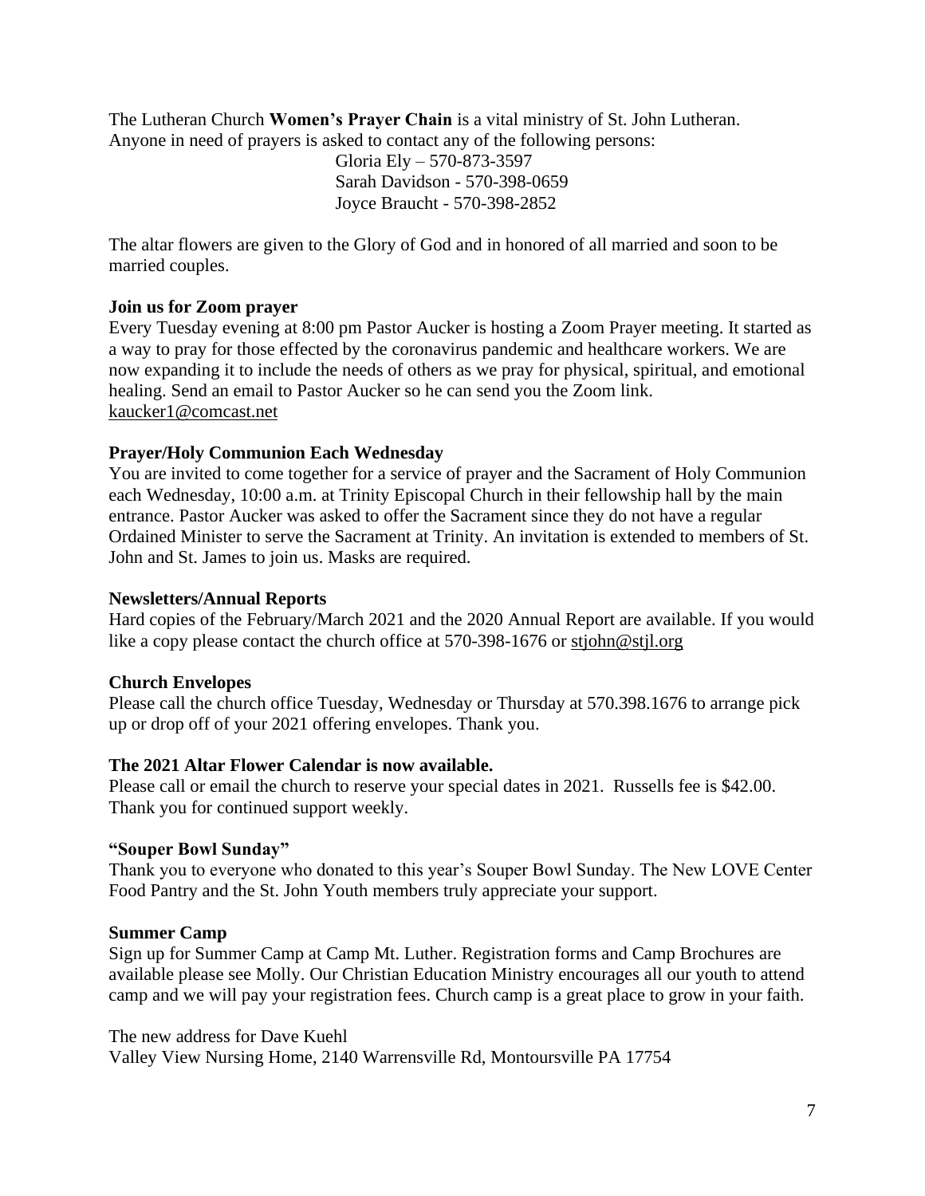The Lutheran Church **Women's Prayer Chain** is a vital ministry of St. John Lutheran. Anyone in need of prayers is asked to contact any of the following persons:

Gloria Ely – 570-873-3597
Sarah Davidson - 570-398-0659
Joyce Braucht - 570-398-2852

The altar flowers are given to the Glory of God and in honored of all married and soon to be married couples.

**Join us for Zoom prayer**

Every Tuesday evening at 8:00 pm Pastor Aucker is hosting a Zoom Prayer meeting. It started as a way to pray for those effected by the coronavirus pandemic and healthcare workers. We are now expanding it to include the needs of others as we pray for physical, spiritual, and emotional healing. Send an email to Pastor Aucker so he can send you the Zoom link. kaucker1@comcast.net

**Prayer/Holy Communion Each Wednesday**

You are invited to come together for a service of prayer and the Sacrament of Holy Communion each Wednesday, 10:00 a.m. at Trinity Episcopal Church in their fellowship hall by the main entrance. Pastor Aucker was asked to offer the Sacrament since they do not have a regular Ordained Minister to serve the Sacrament at Trinity. An invitation is extended to members of St. John and St. James to join us. Masks are required.

**Newsletters/Annual Reports**

Hard copies of the February/March 2021 and the 2020 Annual Report are available. If you would like a copy please contact the church office at 570-398-1676 or stjohn@stjl.org

**Church Envelopes**

Please call the church office Tuesday, Wednesday or Thursday at 570.398.1676 to arrange pick up or drop off of your 2021 offering envelopes. Thank you.

**The 2021 Altar Flower Calendar is now available.**

Please call or email the church to reserve your special dates in 2021. Russells fee is $42.00. Thank you for continued support weekly.

**"Souper Bowl Sunday"**

Thank you to everyone who donated to this year's Souper Bowl Sunday. The New LOVE Center Food Pantry and the St. John Youth members truly appreciate your support.

**Summer Camp**

Sign up for Summer Camp at Camp Mt. Luther. Registration forms and Camp Brochures are available please see Molly. Our Christian Education Ministry encourages all our youth to attend camp and we will pay your registration fees. Church camp is a great place to grow in your faith.

The new address for Dave Kuehl
Valley View Nursing Home, 2140 Warrensville Rd, Montoursville PA 17754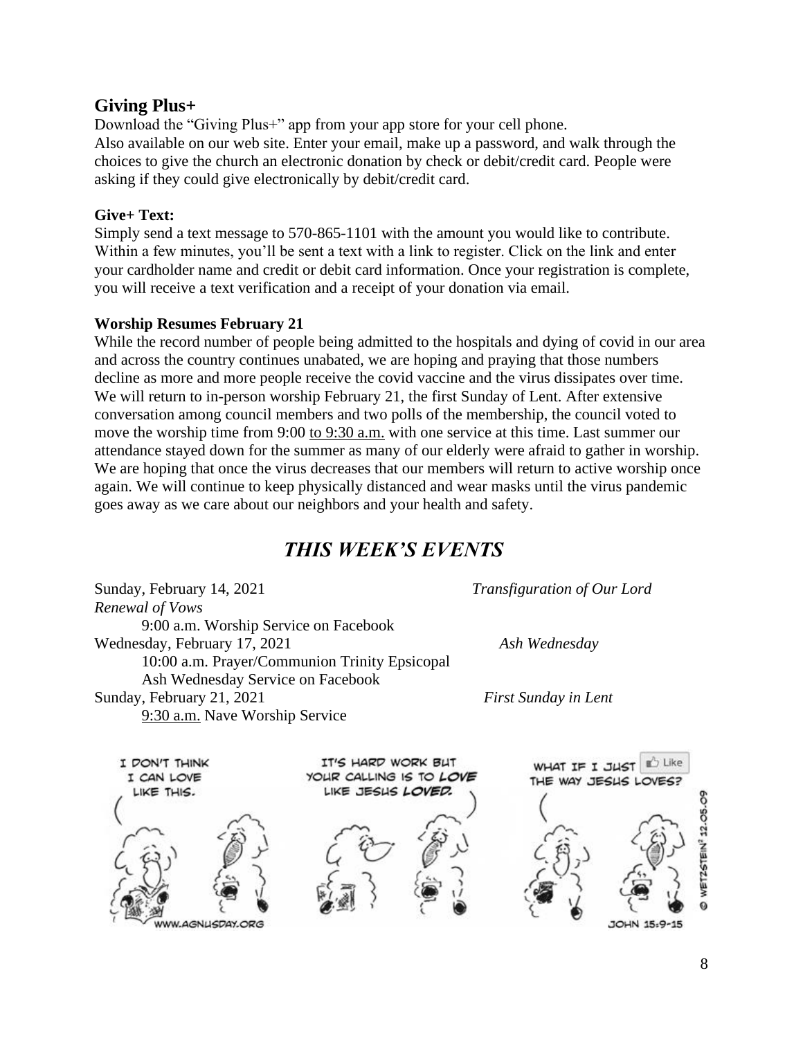## Giving Plus+

Download the "Giving Plus+" app from your app store for your cell phone.
Also available on our web site. Enter your email, make up a password, and walk through the choices to give the church an electronic donation by check or debit/credit card. People were asking if they could give electronically by debit/credit card.

**Give+ Text:**

Simply send a text message to 570-865-1101 with the amount you would like to contribute. Within a few minutes, you'll be sent a text with a link to register. Click on the link and enter your cardholder name and credit or debit card information. Once your registration is complete, you will receive a text verification and a receipt of your donation via email.

**Worship Resumes February 21**

While the record number of people being admitted to the hospitals and dying of covid in our area and across the country continues unabated, we are hoping and praying that those numbers decline as more and more people receive the covid vaccine and the virus dissipates over time. We will return to in-person worship February 21, the first Sunday of Lent. After extensive conversation among council members and two polls of the membership, the council voted to move the worship time from 9:00 to 9:30 a.m. with one service at this time. Last summer our attendance stayed down for the summer as many of our elderly were afraid to gather in worship. We are hoping that once the virus decreases that our members will return to active worship once again. We will continue to keep physically distanced and wear masks until the virus pandemic goes away as we care about our neighbors and your health and safety.

# *THIS WEEK'S EVENTS*

Sunday, February 14, 2021 — *Transfiguration of Our Lord*
*Renewal of Vows*
- 9:00 a.m. Worship Service on Facebook

Wednesday, February 17, 2021 — *Ash Wednesday*
- 10:00 a.m. Prayer/Communion Trinity Epsicopal Ash Wednesday Service on Facebook

Sunday, February 21, 2021 — *First Sunday in Lent*
- 9:30 a.m. Nave Worship Service